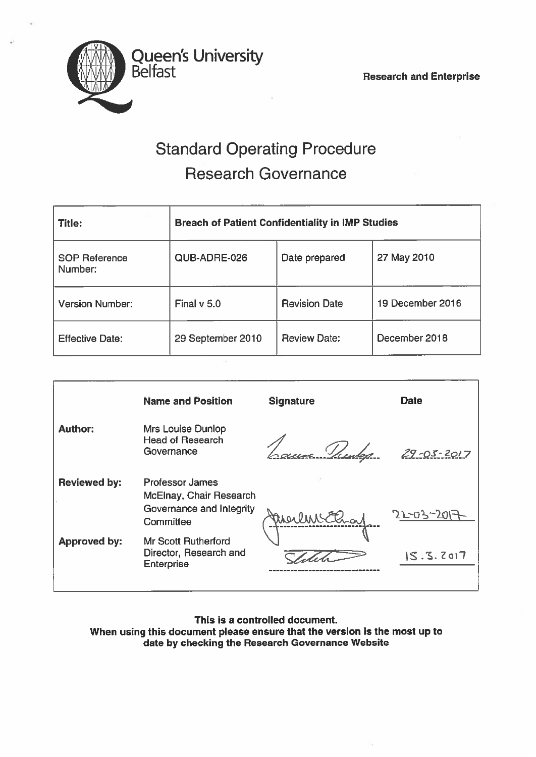Queen's University Belfast

**Research and Enterprise**

# Standard Operating Procedure
# Research Governance

| **Title:** | **Breach of Patient Confidentiality in IMP Studies** | | |
|---|---|---|---|
| SOP Reference Number: | QUB-ADRE-026 | Date prepared | 27 May 2010 |
| Version Number: | Final v 5.0 | Revision Date | 19 December 2016 |
| Effective Date: | 29 September 2010 | Review Date: | December 2018 |

| | **Name and Position** | **Signature** | **Date** |
|---|---|---|---|
| **Author:** | Mrs Louise Dunlop Head of Research Governance | Louise Dunlop | 29-03-2017 |
| **Reviewed by:** | Professor James McElnay, Chair Research Governance and Integrity Committee | JMcElnay | 22-03-2017 |
| **Approved by:** | Mr Scott Rutherford Director, Research and Enterprise | [signature] | 15.3.2017 |

**This is a controlled document.**
**When using this document please ensure that the version is the most up to date by checking the Research Governance Website**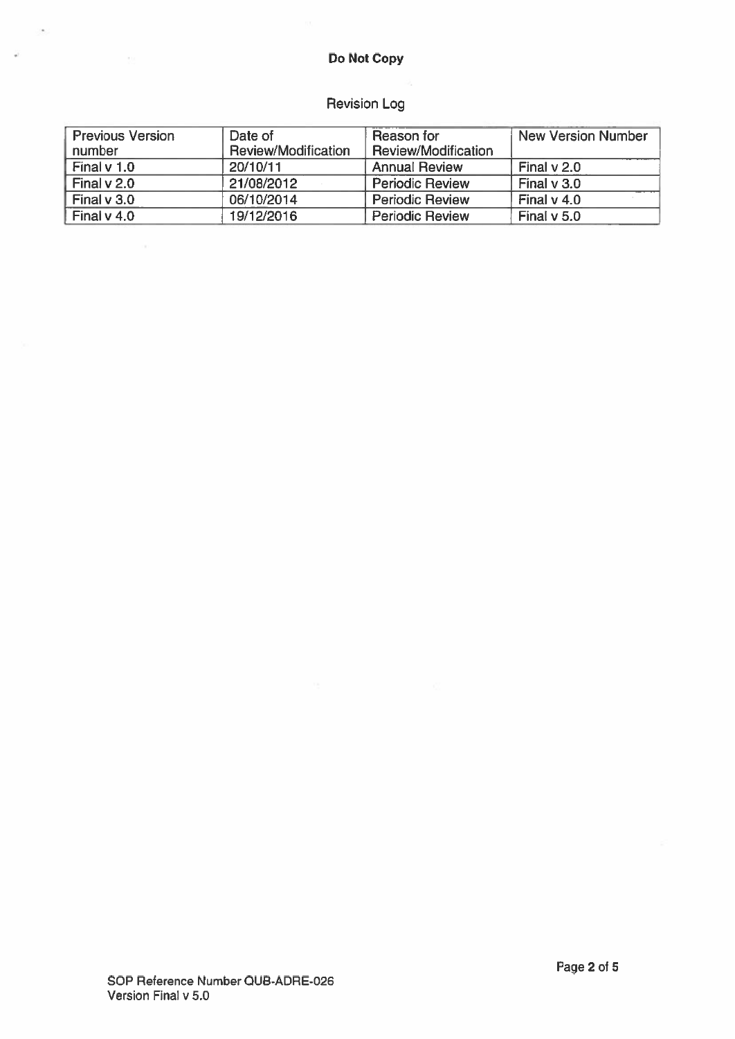**Do Not Copy**

Revision Log

| Previous Version number | Date of Review/Modification | Reason for Review/Modification | New Version Number |
|---|---|---|---|
| Final v 1.0 | 20/10/11 | Annual Review | Final v 2.0 |
| Final v 2.0 | 21/08/2012 | Periodic Review | Final v 3.0 |
| Final v 3.0 | 06/10/2014 | Periodic Review | Final v 4.0 |
| Final v 4.0 | 19/12/2016 | Periodic Review | Final v 5.0 |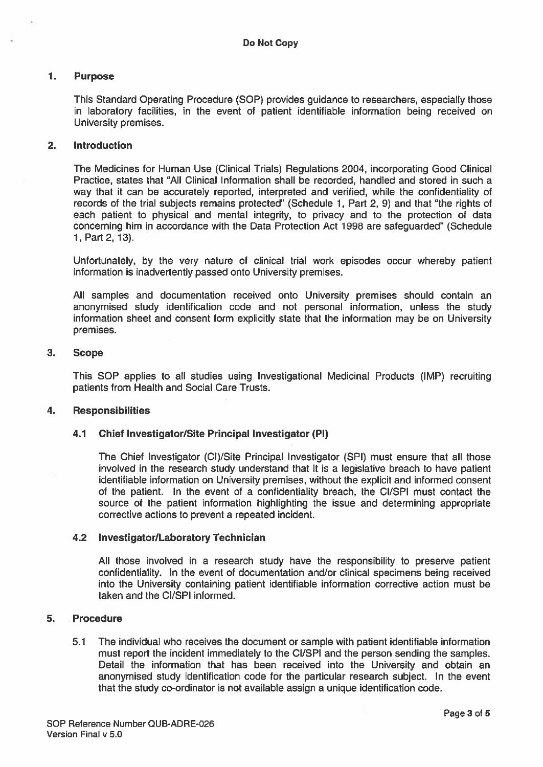Do Not Copy

## 1. Purpose

This Standard Operating Procedure (SOP) provides guidance to researchers, especially those in laboratory facilities, in the event of patient identifiable information being received on University premises.

## 2. Introduction

The Medicines for Human Use (Clinical Trials) Regulations 2004, incorporating Good Clinical Practice, states that "All Clinical Information shall be recorded, handled and stored in such a way that it can be accurately reported, interpreted and verified, while the confidentiality of records of the trial subjects remains protected" (Schedule 1, Part 2, 9) and that "the rights of each patient to physical and mental integrity, to privacy and to the protection of data concerning him in accordance with the Data Protection Act 1998 are safeguarded" (Schedule 1, Part 2, 13).

Unfortunately, by the very nature of clinical trial work episodes occur whereby patient information is inadvertently passed onto University premises.

All samples and documentation received onto University premises should contain an anonymised study identification code and not personal information, unless the study information sheet and consent form explicitly state that the information may be on University premises.

## 3. Scope

This SOP applies to all studies using Investigational Medicinal Products (IMP) recruiting patients from Health and Social Care Trusts.

## 4. Responsibilities

### 4.1 Chief Investigator/Site Principal Investigator (PI)

The Chief Investigator (CI)/Site Principal Investigator (SPI) must ensure that all those involved in the research study understand that it is a legislative breach to have patient identifiable information on University premises, without the explicit and informed consent of the patient. In the event of a confidentiality breach, the CI/SPI must contact the source of the patient information highlighting the issue and determining appropriate corrective actions to prevent a repeated incident.

### 4.2 Investigator/Laboratory Technician

All those involved in a research study have the responsibility to preserve patient confidentiality. In the event of documentation and/or clinical specimens being received into the University containing patient identifiable information corrective action must be taken and the CI/SPI informed.

## 5. Procedure

5.1 The individual who receives the document or sample with patient identifiable information must report the incident immediately to the CI/SPI and the person sending the samples. Detail the information that has been received into the University and obtain an anonymised study identification code for the particular research subject. In the event that the study co-ordinator is not available assign a unique identification code.

SOP Reference Number QUB-ADRE-026
Version Final v 5.0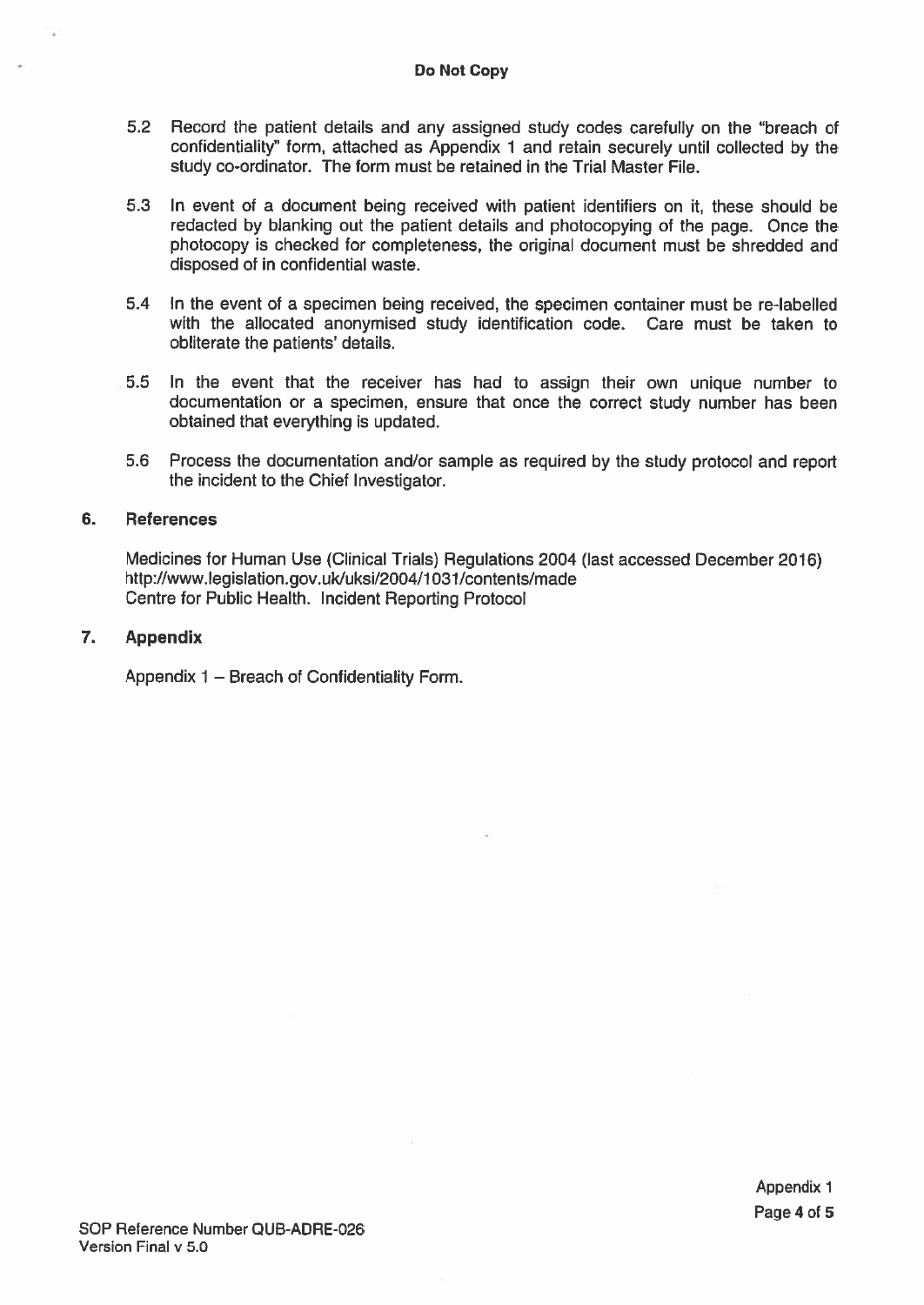5.2 Record the patient details and any assigned study codes carefully on the "breach of confidentiality" form, attached as Appendix 1 and retain securely until collected by the study co-ordinator. The form must be retained in the Trial Master File.

5.3 In event of a document being received with patient identifiers on it, these should be redacted by blanking out the patient details and photocopying of the page. Once the photocopy is checked for completeness, the original document must be shredded and disposed of in confidential waste.

5.4 In the event of a specimen being received, the specimen container must be re-labelled with the allocated anonymised study identification code. Care must be taken to obliterate the patients' details.

5.5 In the event that the receiver has had to assign their own unique number to documentation or a specimen, ensure that once the correct study number has been obtained that everything is updated.

5.6 Process the documentation and/or sample as required by the study protocol and report the incident to the Chief Investigator.

## 6. References

Medicines for Human Use (Clinical Trials) Regulations 2004 (last accessed December 2016) http://www.legislation.gov.uk/uksi/2004/1031/contents/made
Centre for Public Health. Incident Reporting Protocol

## 7. Appendix

Appendix 1 – Breach of Confidentiality Form.

Appendix 1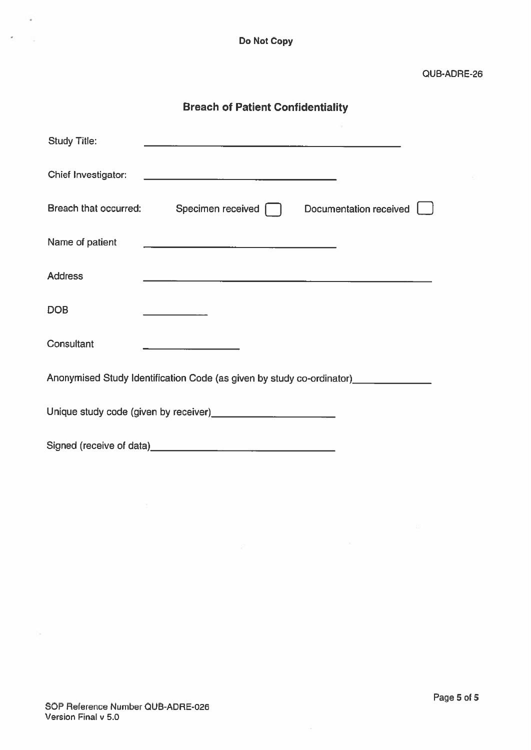**Do Not Copy**

QUB-ADRE-26

# Breach of Patient Confidentiality

Study Title: ______________________________

Chief Investigator: ______________________________

Breach that occurred: Specimen received ☐ Documentation received ☐

Name of patient ______________________________

Address ______________________________

DOB ____________

Consultant ______________

Anonymised Study Identification Code (as given by study co-ordinator)______________

Unique study code (given by receiver)______________________

Signed (receive of data)______________________________

SOP Reference Number QUB-ADRE-026
Version Final v 5.0